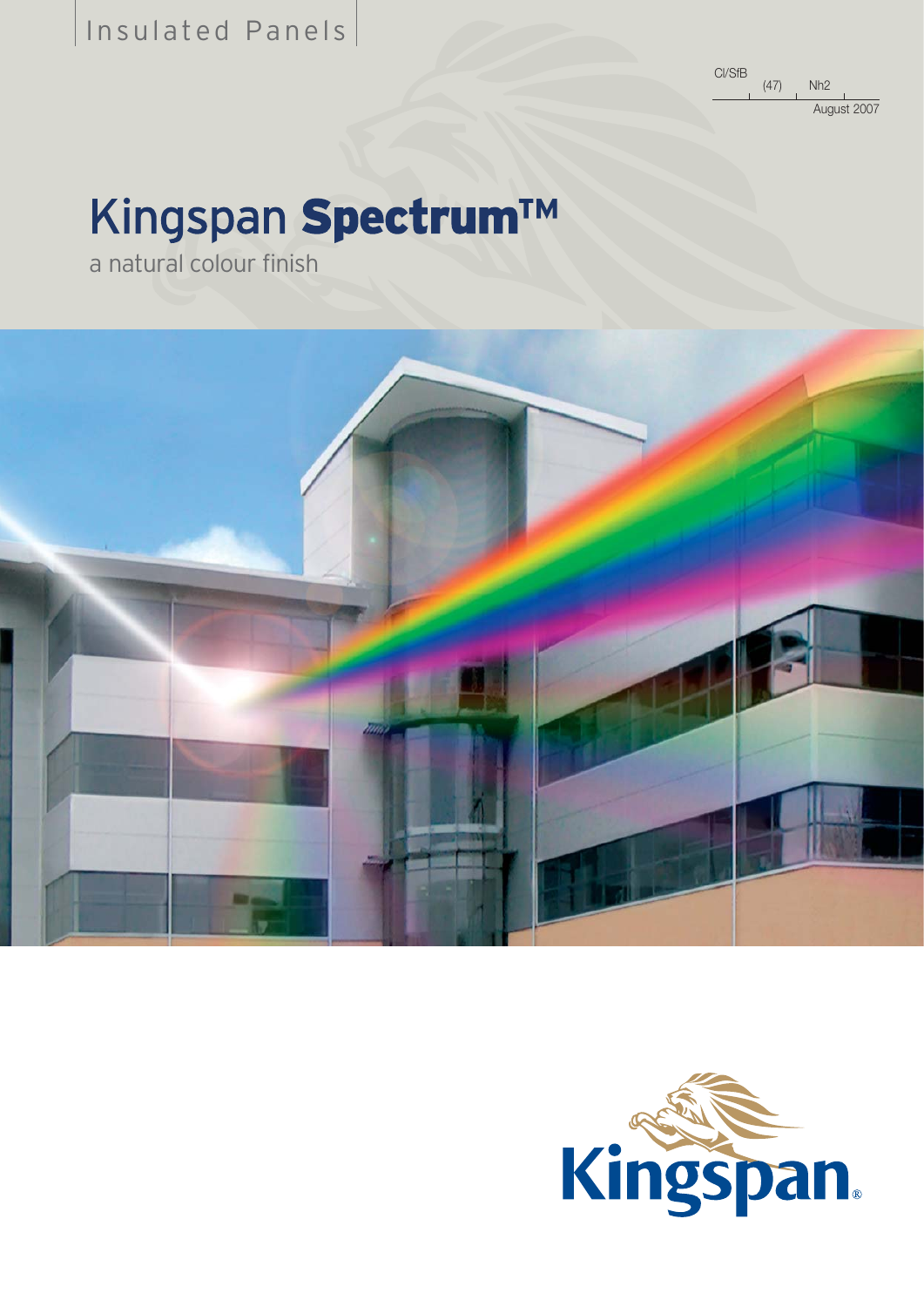Insulated Panels

CI/SfB (47) Nh2

August 2007

# Kingspan **Spectrum**™

a natural colour finish

Kingspan®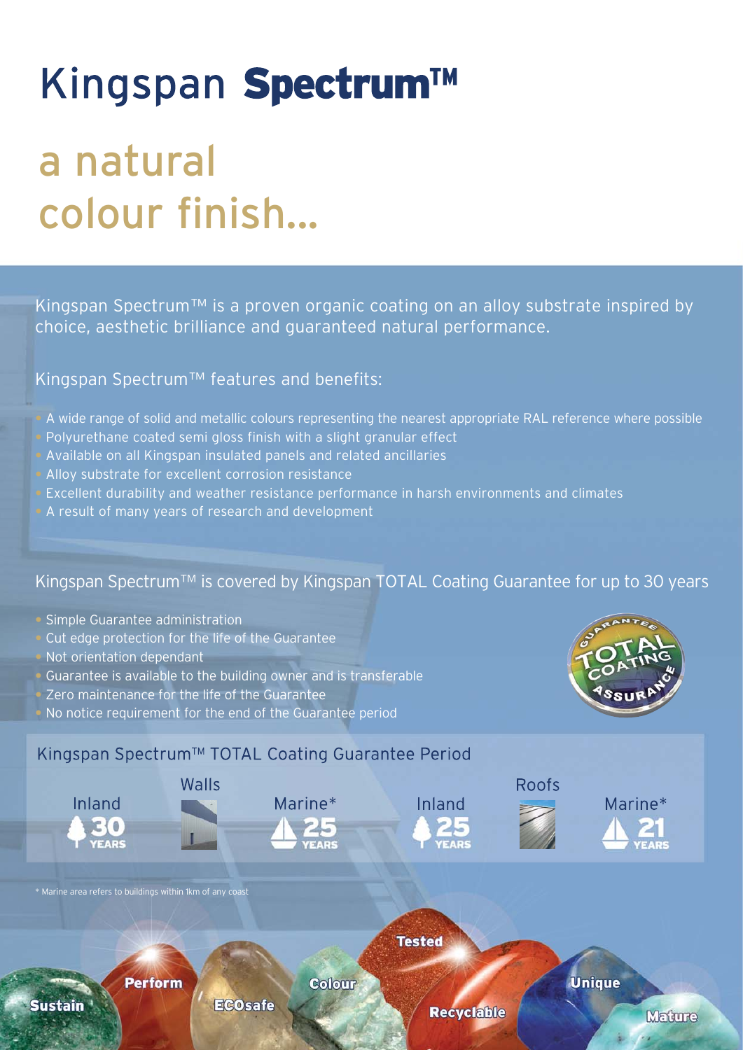# Kingspan **Spectrum™**

## a natural colour finish...

Kingspan Spectrum™ is a proven organic coating on an alloy substrate inspired by choice, aesthetic brilliance and guaranteed natural performance.

Kingspan Spectrum™ features and benefits:

- A wide range of solid and metallic colours representing the nearest appropriate RAL reference where possible
- Polyurethane coated semi gloss finish with a slight granular effect
- Available on all Kingspan insulated panels and related ancillaries
- Alloy substrate for excellent corrosion resistance
- Excellent durability and weather resistance performance in harsh environments and climates
- A result of many years of research and development

Kingspan Spectrum™ is covered by Kingspan TOTAL Coating Guarantee for up to 30 years

- Simple Guarantee administration
- Cut edge protection for the life of the Guarantee
- Not orientation dependant
- Guarantee is available to the building owner and is transferable
- Zero maintenance for the life of the Guarantee
- No notice requirement for the end of the Guarantee period

GUARANTEE TOTAL COATING ASSURANCE

Kingspan Spectrum™ TOTAL Coating Guarantee Period

| Walls | | Roofs | |
|---|---|---|---|
| Inland | Marine* | Inland | Marine* |
| 30 YEARS | 25 YEARS | 25 YEARS | 21 YEARS |

\* Marine area refers to buildings within 1km of any coast

Sustain Perform ECOsafe Colour Tested Recyclable Unique Mature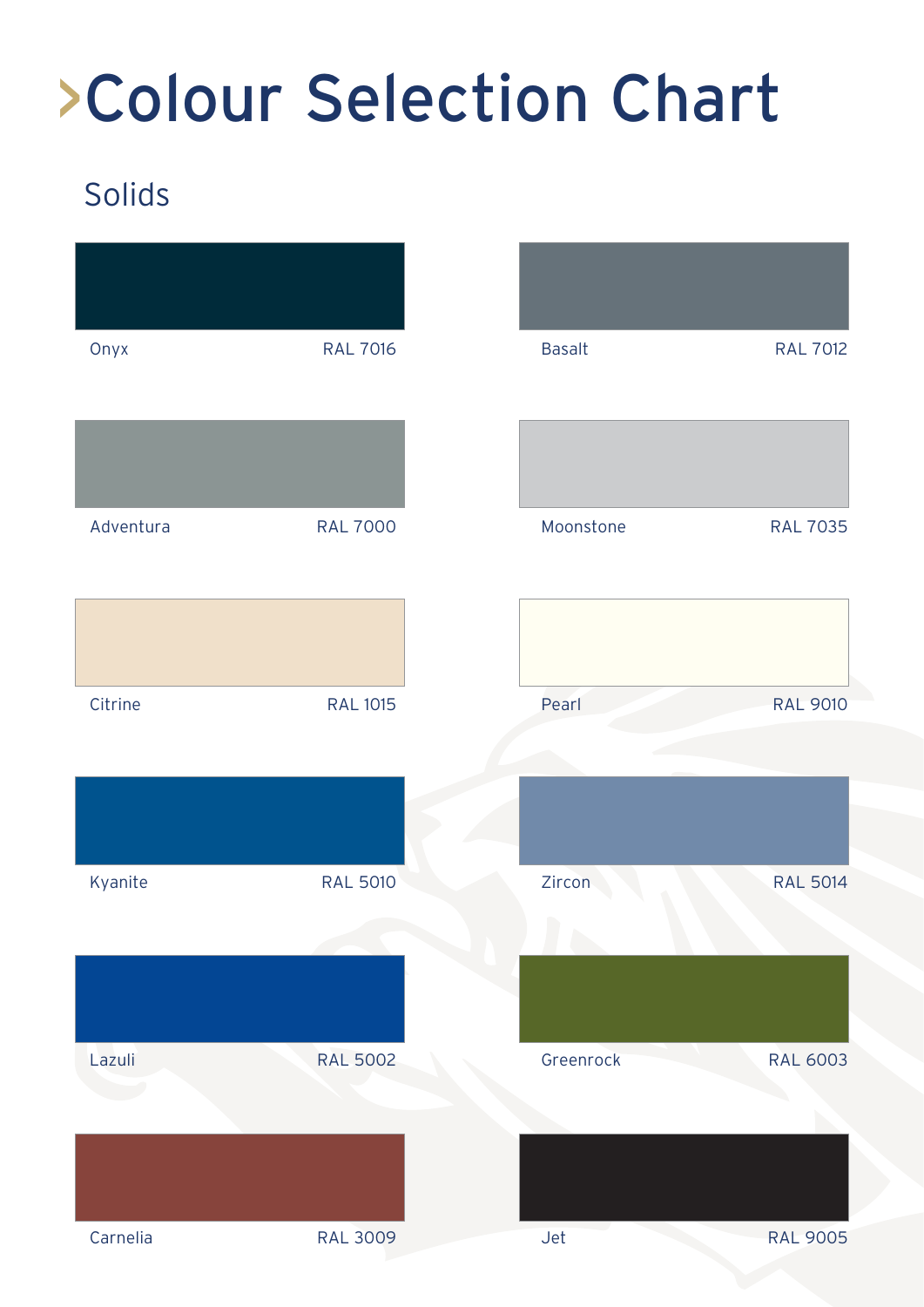# Colour Selection Chart

## Solids

Onyx RAL 7016

Basalt RAL 7012

Adventura RAL 7000

Moonstone RAL 7035

Citrine RAL 1015

Pearl RAL 9010

Kyanite RAL 5010

Zircon RAL 5014

Lazuli RAL 5002

Greenrock RAL 6003

Carnelia RAL 3009

Jet RAL 9005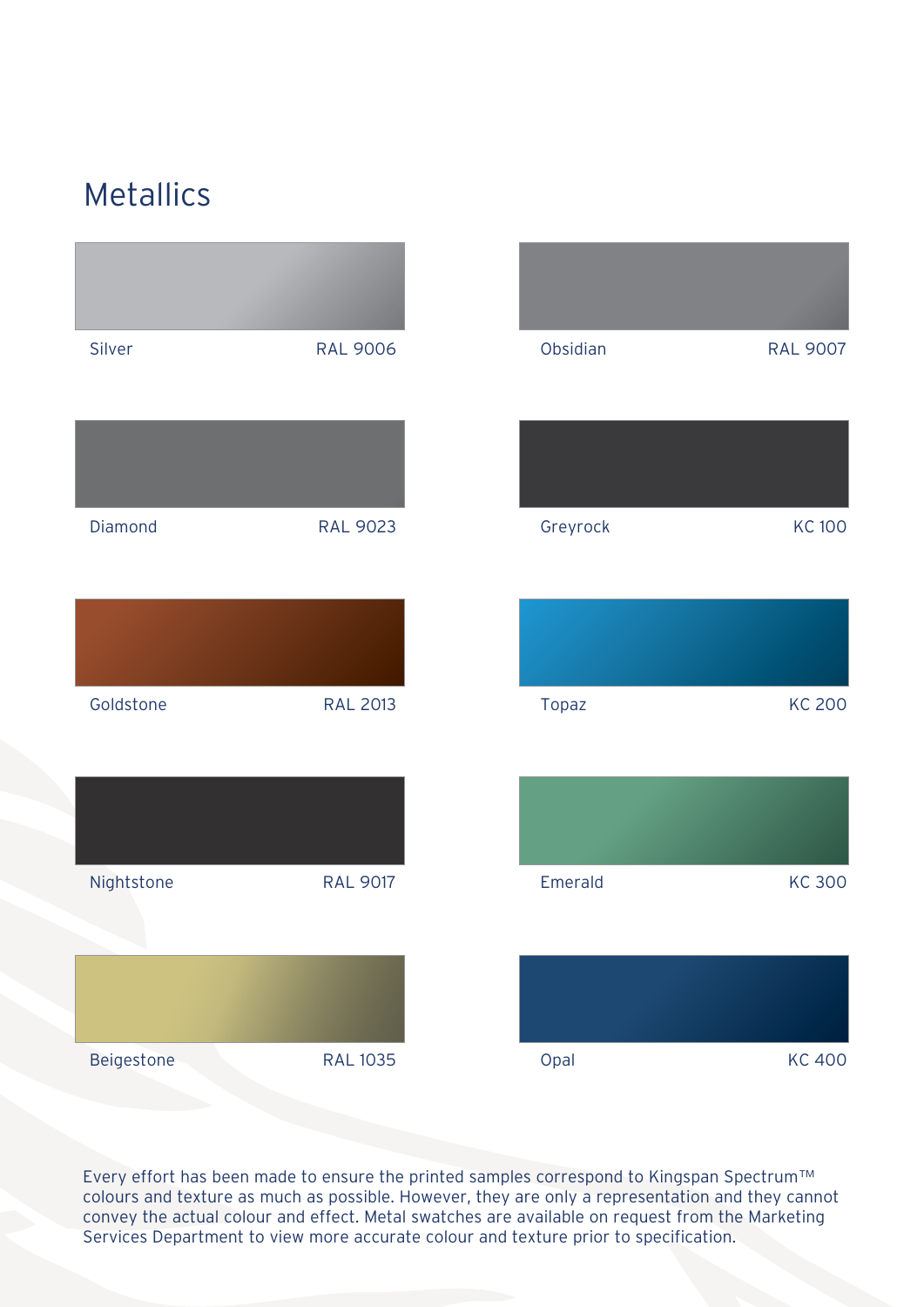# Metallics

Silver RAL 9006

Obsidian RAL 9007

Diamond RAL 9023

Greyrock KC 100

Goldstone RAL 2013

Topaz KC 200

Nightstone RAL 9017

Emerald KC 300

Beigestone RAL 1035

Opal KC 400

Every effort has been made to ensure the printed samples correspond to Kingspan Spectrum™ colours and texture as much as possible. However, they are only a representation and they cannot convey the actual colour and effect. Metal swatches are available on request from the Marketing Services Department to view more accurate colour and texture prior to specification.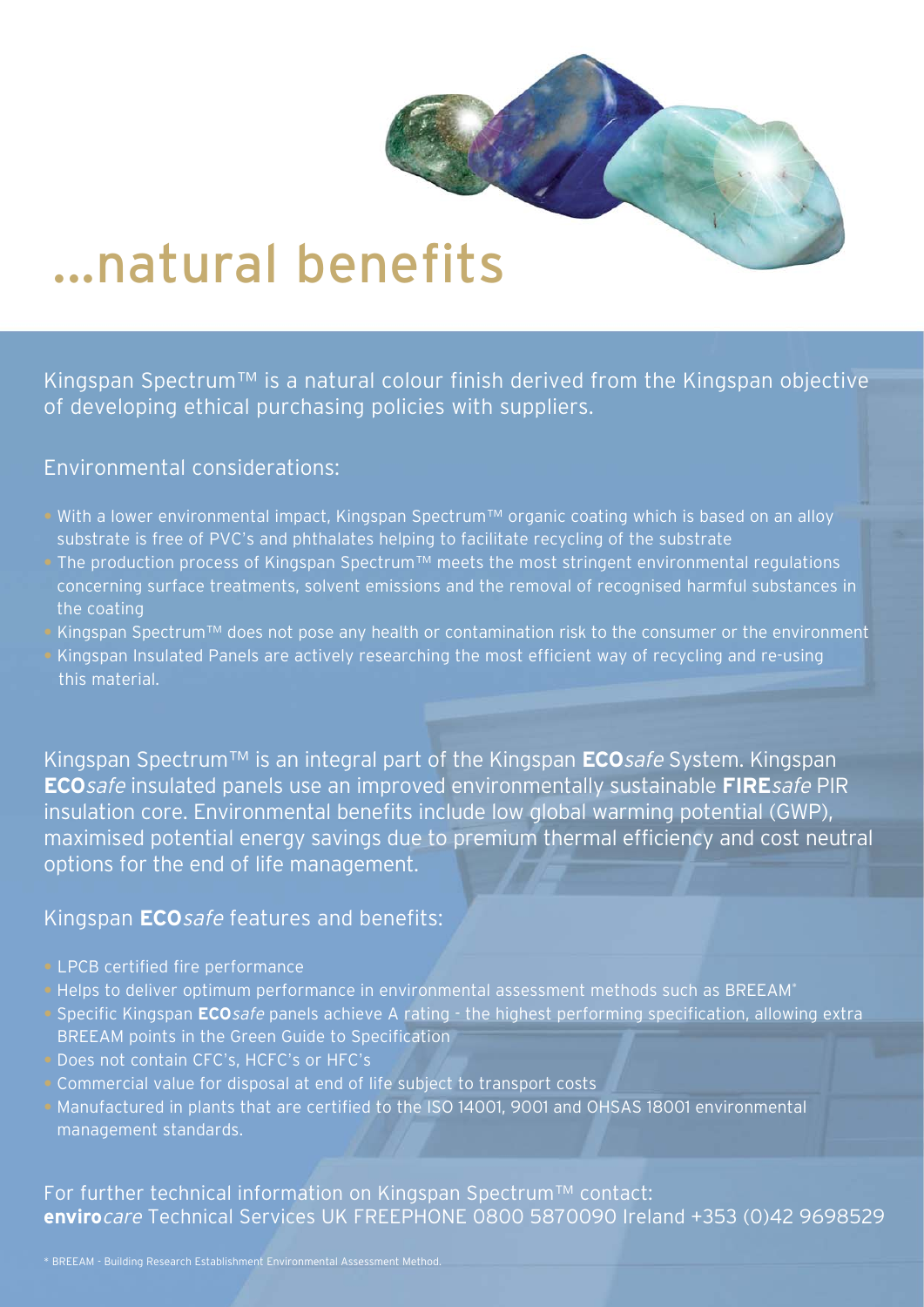# ...natural benefits

Kingspan Spectrum™ is a natural colour finish derived from the Kingspan objective of developing ethical purchasing policies with suppliers.

## Environmental considerations:

- With a lower environmental impact, Kingspan Spectrum™ organic coating which is based on an alloy substrate is free of PVC's and phthalates helping to facilitate recycling of the substrate
- The production process of Kingspan Spectrum™ meets the most stringent environmental regulations concerning surface treatments, solvent emissions and the removal of recognised harmful substances in the coating
- Kingspan Spectrum™ does not pose any health or contamination risk to the consumer or the environment
- Kingspan Insulated Panels are actively researching the most efficient way of recycling and re-using this material.

Kingspan Spectrum™ is an integral part of the Kingspan **ECO***safe* System. Kingspan **ECO***safe* insulated panels use an improved environmentally sustainable **FIRE***safe* PIR insulation core. Environmental benefits include low global warming potential (GWP), maximised potential energy savings due to premium thermal efficiency and cost neutral options for the end of life management.

## Kingspan **ECO***safe* features and benefits:

- LPCB certified fire performance
- Helps to deliver optimum performance in environmental assessment methods such as BREEAM*
- Specific Kingspan **ECO***safe* panels achieve A rating - the highest performing specification, allowing extra BREEAM points in the Green Guide to Specification
- Does not contain CFC's, HCFC's or HFC's
- Commercial value for disposal at end of life subject to transport costs
- Manufactured in plants that are certified to the ISO 14001, 9001 and OHSAS 18001 environmental management standards.

For further technical information on Kingspan Spectrum™ contact:
**enviro***care* Technical Services UK FREEPHONE 0800 5870090 Ireland +353 (0)42 9698529

* BREEAM - Building Research Establishment Environmental Assessment Method.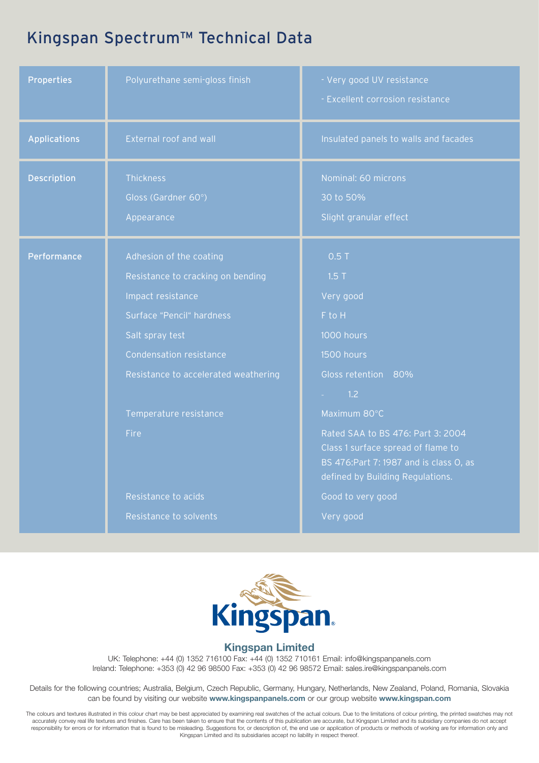# Kingspan Spectrum™ Technical Data

| | | |
|---|---|---|
| **Properties** | Polyurethane semi-gloss finish | - Very good UV resistance<br>- Excellent corrosion resistance |
| **Applications** | External roof and wall | Insulated panels to walls and facades |
| **Description** | Thickness | Nominal: 60 microns |
| | Gloss (Gardner 60°) | 30 to 50% |
| | Appearance | Slight granular effect |
| **Performance** | Adhesion of the coating | 0.5 T |
| | Resistance to cracking on bending | 1.5 T |
| | Impact resistance | Very good |
| | Surface "Pencil" hardness | F to H |
| | Salt spray test | 1000 hours |
| | Condensation resistance | 1500 hours |
| | Resistance to accelerated weathering | Gloss retention 80%<br>- 1.2 |
| | Temperature resistance | Maximum 80°C |
| | Fire | Rated SAA to BS 476: Part 3: 2004 Class 1 surface spread of flame to BS 476:Part 7: 1987 and is class O, as defined by Building Regulations. |
| | Resistance to acids | Good to very good |
| | Resistance to solvents | Very good |

**Kingspan Limited**

UK: Telephone: +44 (0) 1352 716100 Fax: +44 (0) 1352 710161 Email: info@kingspanpanels.com
Ireland: Telephone: +353 (0) 42 96 98500 Fax: +353 (0) 42 96 98572 Email: sales.ire@kingspanpanels.com

Details for the following countries; Australia, Belgium, Czech Republic, Germany, Hungary, Netherlands, New Zealand, Poland, Romania, Slovakia can be found by visiting our website **www.kingspanpanels.com** or our group website **www.kingspan.com**

The colours and textures illustrated in this colour chart may be best appreciated by examining real swatches of the actual colours. Due to the limitations of colour printing, the printed swatches may not accurately convey real life textures and finishes. Care has been taken to ensure that the contents of this publication are accurate, but Kingspan Limited and its subsidiary companies do not accept responsibility for errors or for information that is found to be misleading. Suggestions for, or description of, the end use or application of products or methods of working are for information only and Kingspan Limited and its subsidiaries accept no liability in respect thereof.